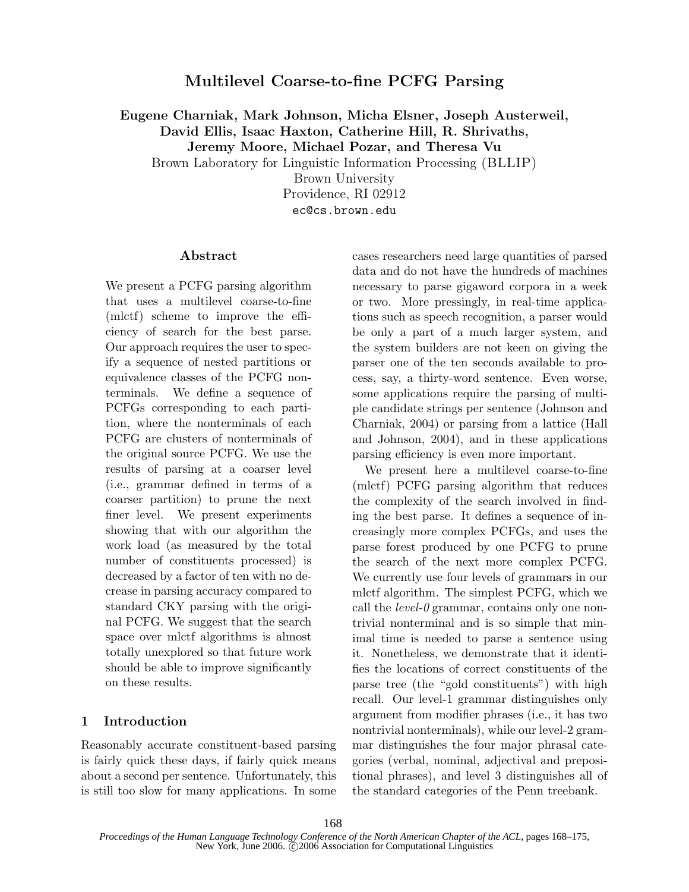# Multilevel Coarse-to-fine PCFG Parsing

**Eugene Charniak, Mark Johnson, Micha Elsner, Joseph Austerweil, David Ellis, Isaac Haxton, Catherine Hill, R. Shrivaths, Jeremy Moore, Michael Pozar, and Theresa Vu**

Brown Laboratory for Linguistic Information Processing (BLLIP)
Brown University
Providence, RI 02912
ec@cs.brown.edu

## Abstract

We present a PCFG parsing algorithm that uses a multilevel coarse-to-fine (mlctf) scheme to improve the efficiency of search for the best parse. Our approach requires the user to specify a sequence of nested partitions or equivalence classes of the PCFG nonterminals. We define a sequence of PCFGs corresponding to each partition, where the nonterminals of each PCFG are clusters of nonterminals of the original source PCFG. We use the results of parsing at a coarser level (i.e., grammar defined in terms of a coarser partition) to prune the next finer level. We present experiments showing that with our algorithm the work load (as measured by the total number of constituents processed) is decreased by a factor of ten with no decrease in parsing accuracy compared to standard CKY parsing with the original PCFG. We suggest that the search space over mlctf algorithms is almost totally unexplored so that future work should be able to improve significantly on these results.

## 1 Introduction

Reasonably accurate constituent-based parsing is fairly quick these days, if fairly quick means about a second per sentence. Unfortunately, this is still too slow for many applications. In some cases researchers need large quantities of parsed data and do not have the hundreds of machines necessary to parse gigaword corpora in a week or two. More pressingly, in real-time applications such as speech recognition, a parser would be only a part of a much larger system, and the system builders are not keen on giving the parser one of the ten seconds available to process, say, a thirty-word sentence. Even worse, some applications require the parsing of multiple candidate strings per sentence (Johnson and Charniak, 2004) or parsing from a lattice (Hall and Johnson, 2004), and in these applications parsing efficiency is even more important.

We present here a multilevel coarse-to-fine (mlctf) PCFG parsing algorithm that reduces the complexity of the search involved in finding the best parse. It defines a sequence of increasingly more complex PCFGs, and uses the parse forest produced by one PCFG to prune the search of the next more complex PCFG. We currently use four levels of grammars in our mlctf algorithm. The simplest PCFG, which we call the *level-0* grammar, contains only one nontrivial nonterminal and is so simple that minimal time is needed to parse a sentence using it. Nonetheless, we demonstrate that it identifies the locations of correct constituents of the parse tree (the "gold constituents") with high recall. Our level-1 grammar distinguishes only argument from modifier phrases (i.e., it has two nontrivial nonterminals), while our level-2 grammar distinguishes the four major phrasal categories (verbal, nominal, adjectival and prepositional phrases), and level 3 distinguishes all of the standard categories of the Penn treebank.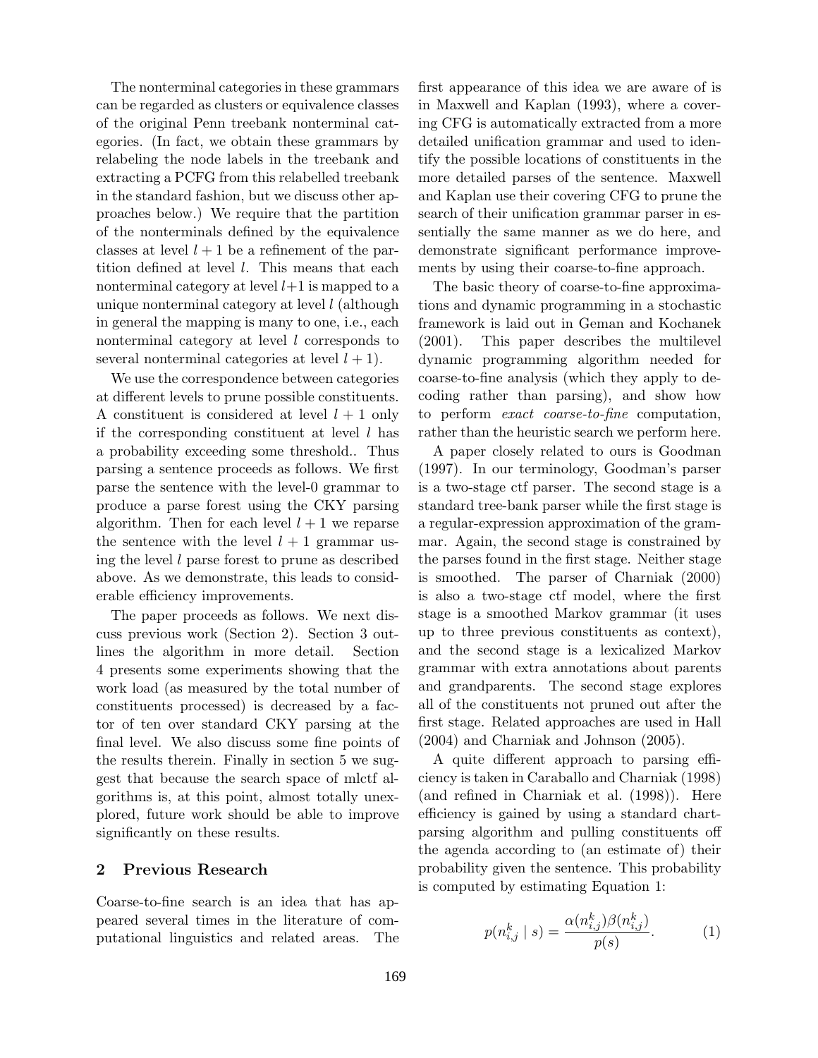The nonterminal categories in these grammars can be regarded as clusters or equivalence classes of the original Penn treebank nonterminal categories. (In fact, we obtain these grammars by relabeling the node labels in the treebank and extracting a PCFG from this relabelled treebank in the standard fashion, but we discuss other approaches below.) We require that the partition of the nonterminals defined by the equivalence classes at level $l + 1$ be a refinement of the partition defined at level $l$. This means that each nonterminal category at level $l+1$ is mapped to a unique nonterminal category at level $l$ (although in general the mapping is many to one, i.e., each nonterminal category at level $l$ corresponds to several nonterminal categories at level $l + 1$).

We use the correspondence between categories at different levels to prune possible constituents. A constituent is considered at level $l + 1$ only if the corresponding constituent at level $l$ has a probability exceeding some threshold.. Thus parsing a sentence proceeds as follows. We first parse the sentence with the level-0 grammar to produce a parse forest using the CKY parsing algorithm. Then for each level $l + 1$ we reparse the sentence with the level $l + 1$ grammar using the level $l$ parse forest to prune as described above. As we demonstrate, this leads to considerable efficiency improvements.

The paper proceeds as follows. We next discuss previous work (Section 2). Section 3 outlines the algorithm in more detail. Section 4 presents some experiments showing that the work load (as measured by the total number of constituents processed) is decreased by a factor of ten over standard CKY parsing at the final level. We also discuss some fine points of the results therein. Finally in section 5 we suggest that because the search space of mlctf algorithms is, at this point, almost totally unexplored, future work should be able to improve significantly on these results.

## 2 Previous Research

Coarse-to-fine search is an idea that has appeared several times in the literature of computational linguistics and related areas. The first appearance of this idea we are aware of is in Maxwell and Kaplan (1993), where a covering CFG is automatically extracted from a more detailed unification grammar and used to identify the possible locations of constituents in the more detailed parses of the sentence. Maxwell and Kaplan use their covering CFG to prune the search of their unification grammar parser in essentially the same manner as we do here, and demonstrate significant performance improvements by using their coarse-to-fine approach.

The basic theory of coarse-to-fine approximations and dynamic programming in a stochastic framework is laid out in Geman and Kochanek (2001). This paper describes the multilevel dynamic programming algorithm needed for coarse-to-fine analysis (which they apply to decoding rather than parsing), and show how to perform *exact coarse-to-fine* computation, rather than the heuristic search we perform here.

A paper closely related to ours is Goodman (1997). In our terminology, Goodman's parser is a two-stage ctf parser. The second stage is a standard tree-bank parser while the first stage is a regular-expression approximation of the grammar. Again, the second stage is constrained by the parses found in the first stage. Neither stage is smoothed. The parser of Charniak (2000) is also a two-stage ctf model, where the first stage is a smoothed Markov grammar (it uses up to three previous constituents as context), and the second stage is a lexicalized Markov grammar with extra annotations about parents and grandparents. The second stage explores all of the constituents not pruned out after the first stage. Related approaches are used in Hall (2004) and Charniak and Johnson (2005).

A quite different approach to parsing efficiency is taken in Caraballo and Charniak (1998) (and refined in Charniak et al. (1998)). Here efficiency is gained by using a standard chart-parsing algorithm and pulling constituents off the agenda according to (an estimate of) their probability given the sentence. This probability is computed by estimating Equation 1:

$$p(n^k_{i,j} \mid s) = \frac{\alpha(n^k_{i,j})\beta(n^k_{i,j})}{p(s)}. \tag{1}$$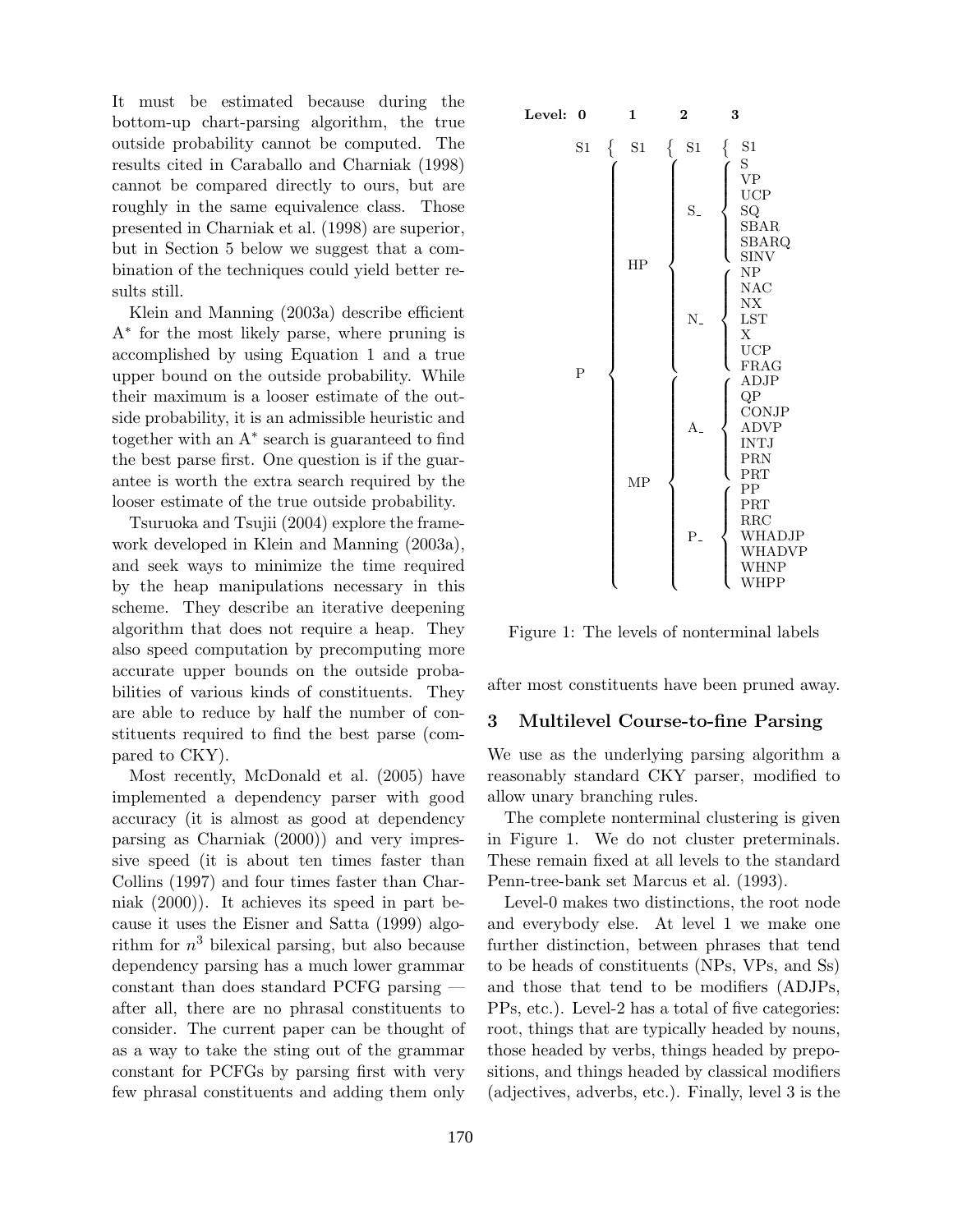It must be estimated because during the bottom-up chart-parsing algorithm, the true outside probability cannot be computed. The results cited in Caraballo and Charniak (1998) cannot be compared directly to ours, but are roughly in the same equivalence class. Those presented in Charniak et al. (1998) are superior, but in Section 5 below we suggest that a combination of the techniques could yield better results still.

Klein and Manning (2003a) describe efficient A* for the most likely parse, where pruning is accomplished by using Equation 1 and a true upper bound on the outside probability. While their maximum is a looser estimate of the outside probability, it is an admissible heuristic and together with an A* search is guaranteed to find the best parse first. One question is if the guarantee is worth the extra search required by the looser estimate of the true outside probability.

Tsuruoka and Tsujii (2004) explore the framework developed in Klein and Manning (2003a), and seek ways to minimize the time required by the heap manipulations necessary in this scheme. They describe an iterative deepening algorithm that does not require a heap. They also speed computation by precomputing more accurate upper bounds on the outside probabilities of various kinds of constituents. They are able to reduce by half the number of constituents required to find the best parse (compared to CKY).

Most recently, McDonald et al. (2005) have implemented a dependency parser with good accuracy (it is almost as good at dependency parsing as Charniak (2000)) and very impressive speed (it is about ten times faster than Collins (1997) and four times faster than Charniak (2000)). It achieves its speed in part because it uses the Eisner and Satta (1999) algorithm for $n^3$ bilexical parsing, but also because dependency parsing has a much lower grammar constant than does standard PCFG parsing — after all, there are no phrasal constituents to consider. The current paper can be thought of as a way to take the sting out of the grammar constant for PCFGs by parsing first with very few phrasal constituents and adding them only after most constituents have been pruned away.

| Level: 0 | 1 | 2 | 3 |
|---|---|---|---|
| S1 | S1 | S1 | S1 |
| P | HP | S_ | S, VP, UCP, SQ, SBAR, SBARQ, SINV |
| | | N_ | NP, NAC, NX, LST, X, UCP, FRAG |
| | MP | A_ | ADJP, QP, CONJP, ADVP, INTJ, PRN, PRT |
| | | P_ | PP, PRT, RRC, WHADJP, WHADVP, WHNP, WHPP |

Figure 1: The levels of nonterminal labels

## 3 Multilevel Course-to-fine Parsing

We use as the underlying parsing algorithm a reasonably standard CKY parser, modified to allow unary branching rules.

The complete nonterminal clustering is given in Figure 1. We do not cluster preterminals. These remain fixed at all levels to the standard Penn-tree-bank set Marcus et al. (1993).

Level-0 makes two distinctions, the root node and everybody else. At level 1 we make one further distinction, between phrases that tend to be heads of constituents (NPs, VPs, and Ss) and those that tend to be modifiers (ADJPs, PPs, etc.). Level-2 has a total of five categories: root, things that are typically headed by nouns, those headed by verbs, things headed by prepositions, and things headed by classical modifiers (adjectives, adverbs, etc.). Finally, level 3 is the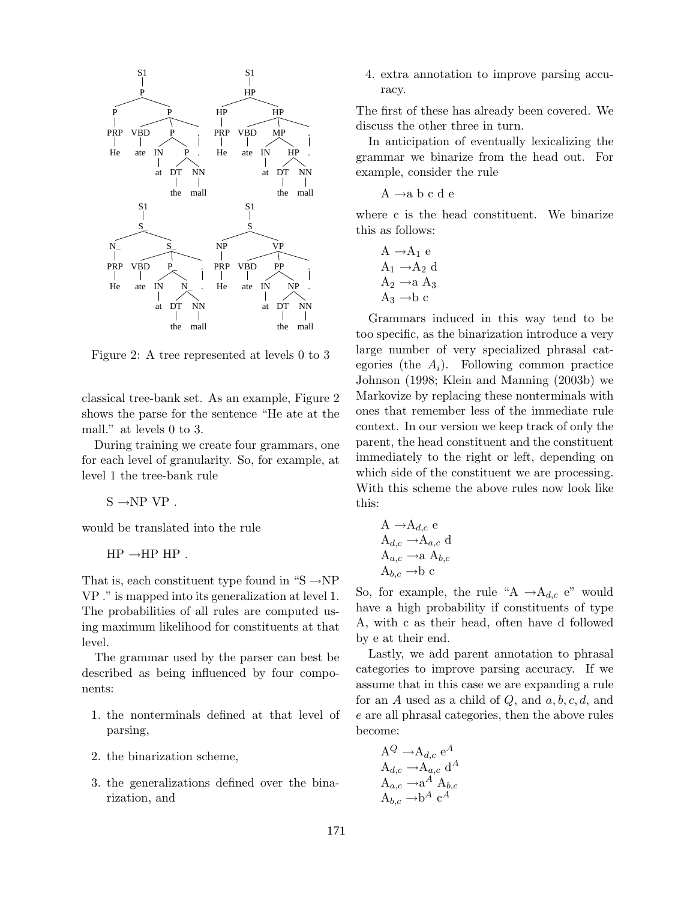Figure 2: A tree represented at levels 0 to 3

classical tree-bank set. As an example, Figure 2 shows the parse for the sentence "He ate at the mall." at levels 0 to 3.

During training we create four grammars, one for each level of granularity. So, for example, at level 1 the tree-bank rule

S →NP VP .

would be translated into the rule

HP →HP HP .

That is, each constituent type found in "S →NP VP ." is mapped into its generalization at level 1. The probabilities of all rules are computed using maximum likelihood for constituents at that level.

The grammar used by the parser can best be described as being influenced by four components:

1. the nonterminals defined at that level of parsing,
2. the binarization scheme,
3. the generalizations defined over the binarization, and
4. extra annotation to improve parsing accuracy.

The first of these has already been covered. We discuss the other three in turn.

In anticipation of eventually lexicalizing the grammar we binarize from the head out. For example, consider the rule

A →a b c d e

where c is the head constituent. We binarize this as follows:

$A \rightarrow A_1\ e$
$A_1 \rightarrow A_2\ d$
$A_2 \rightarrow a\ A_3$
$A_3 \rightarrow b\ c$

Grammars induced in this way tend to be too specific, as the binarization introduce a very large number of very specialized phrasal categories (the $A_i$). Following common practice Johnson (1998; Klein and Manning (2003b) we Markovize by replacing these nonterminals with ones that remember less of the immediate rule context. In our version we keep track of only the parent, the head constituent and the constituent immediately to the right or left, depending on which side of the constituent we are processing. With this scheme the above rules now look like this:

$A \rightarrow A_{d,c}\ e$
$A_{d,c} \rightarrow A_{a,c}\ d$
$A_{a,c} \rightarrow a\ A_{b,c}$
$A_{b,c} \rightarrow b\ c$

So, for example, the rule "$A \rightarrow A_{d,c}\ e$" would have a high probability if constituents of type A, with c as their head, often have d followed by e at their end.

Lastly, we add parent annotation to phrasal categories to improve parsing accuracy. If we assume that in this case we are expanding a rule for an $A$ used as a child of $Q$, and $a, b, c, d$, and $e$ are all phrasal categories, then the above rules become:

$A^Q \rightarrow A_{d,c}\ e^A$
$A_{d,c} \rightarrow A_{a,c}\ d^A$
$A_{a,c} \rightarrow a^A\ A_{b,c}$
$A_{b,c} \rightarrow b^A\ c^A$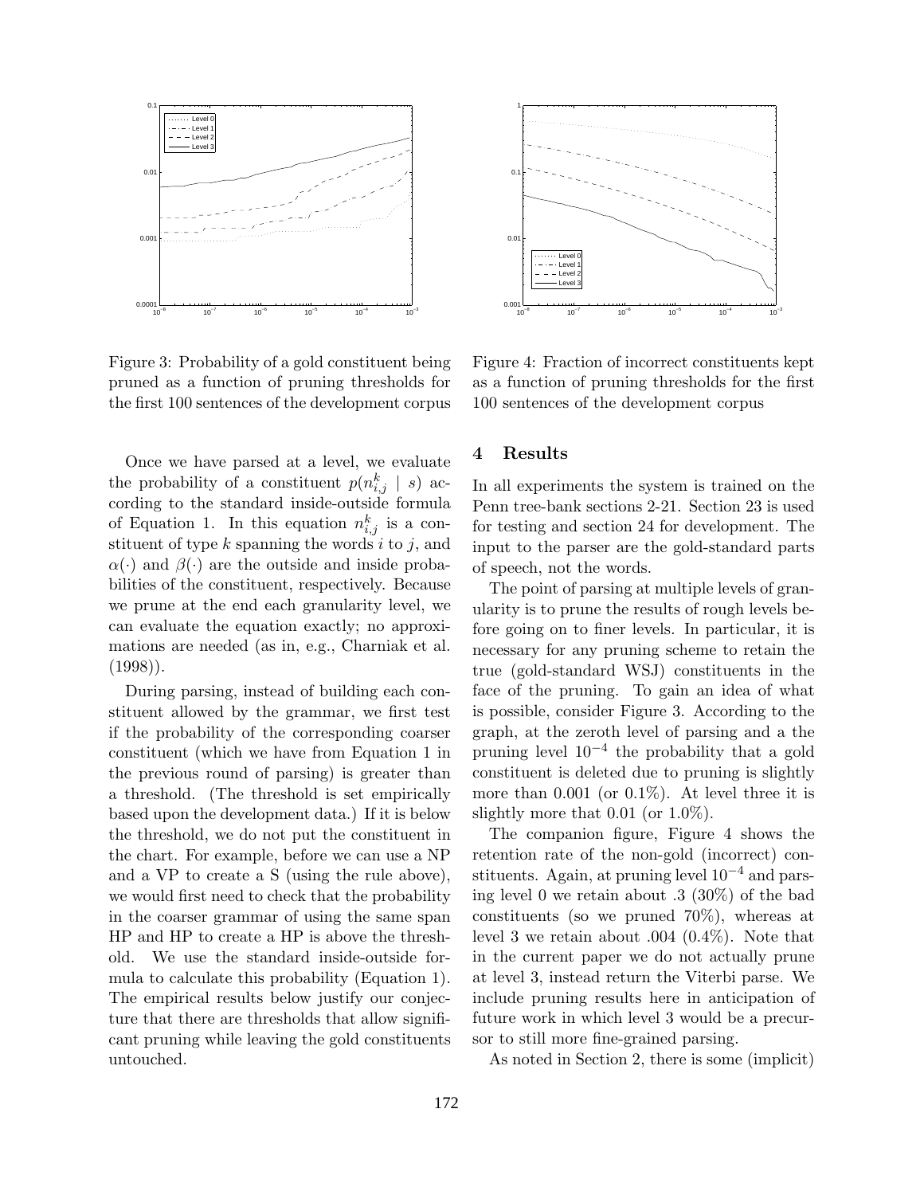Figure 3: Probability of a gold constituent being pruned as a function of pruning thresholds for the first 100 sentences of the development corpus

Figure 4: Fraction of incorrect constituents kept as a function of pruning thresholds for the first 100 sentences of the development corpus

Once we have parsed at a level, we evaluate the probability of a constituent $p(n^k_{i,j} \mid s)$ according to the standard inside-outside formula of Equation 1. In this equation $n^k_{i,j}$ is a constituent of type $k$ spanning the words $i$ to $j$, and $\alpha(\cdot)$ and $\beta(\cdot)$ are the outside and inside probabilities of the constituent, respectively. Because we prune at the end each granularity level, we can evaluate the equation exactly; no approximations are needed (as in, e.g., Charniak et al. (1998)).

During parsing, instead of building each constituent allowed by the grammar, we first test if the probability of the corresponding coarser constituent (which we have from Equation 1 in the previous round of parsing) is greater than a threshold. (The threshold is set empirically based upon the development data.) If it is below the threshold, we do not put the constituent in the chart. For example, before we can use a NP and a VP to create a S (using the rule above), we would first need to check that the probability in the coarser grammar of using the same span HP and HP to create a HP is above the threshold. We use the standard inside-outside formula to calculate this probability (Equation 1). The empirical results below justify our conjecture that there are thresholds that allow significant pruning while leaving the gold constituents untouched.

## 4 Results

In all experiments the system is trained on the Penn tree-bank sections 2-21. Section 23 is used for testing and section 24 for development. The input to the parser are the gold-standard parts of speech, not the words.

The point of parsing at multiple levels of granularity is to prune the results of rough levels before going on to finer levels. In particular, it is necessary for any pruning scheme to retain the true (gold-standard WSJ) constituents in the face of the pruning. To gain an idea of what is possible, consider Figure 3. According to the graph, at the zeroth level of parsing and a the pruning level $10^{-4}$ the probability that a gold constituent is deleted due to pruning is slightly more than 0.001 (or 0.1%). At level three it is slightly more that 0.01 (or 1.0%).

The companion figure, Figure 4 shows the retention rate of the non-gold (incorrect) constituents. Again, at pruning level $10^{-4}$ and parsing level 0 we retain about .3 (30%) of the bad constituents (so we pruned 70%), whereas at level 3 we retain about .004 (0.4%). Note that in the current paper we do not actually prune at level 3, instead return the Viterbi parse. We include pruning results here in anticipation of future work in which level 3 would be a precursor to still more fine-grained parsing.

As noted in Section 2, there is some (implicit)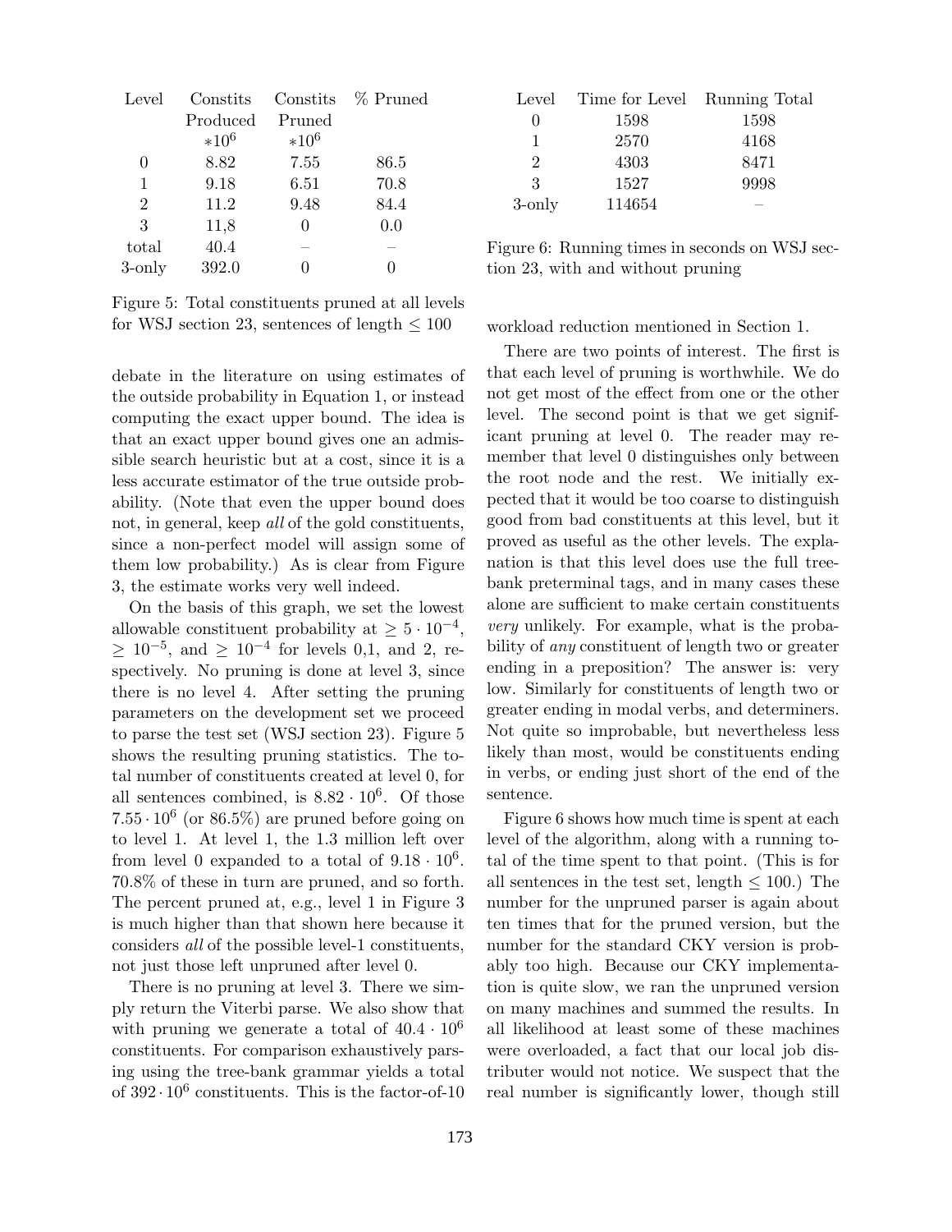| Level | Constits Produced $*10^6$ | Constits Pruned $*10^6$ | % Pruned |
|---|---|---|---|
| 0 | 8.82 | 7.55 | 86.5 |
| 1 | 9.18 | 6.51 | 70.8 |
| 2 | 11.2 | 9.48 | 84.4 |
| 3 | 11,8 | 0 | 0.0 |
| total | 40.4 | – | – |
| 3-only | 392.0 | 0 | 0 |

Figure 5: Total constituents pruned at all levels for WSJ section 23, sentences of length $\leq 100$

debate in the literature on using estimates of the outside probability in Equation 1, or instead computing the exact upper bound. The idea is that an exact upper bound gives one an admissible search heuristic but at a cost, since it is a less accurate estimator of the true outside probability. (Note that even the upper bound does not, in general, keep *all* of the gold constituents, since a non-perfect model will assign some of them low probability.) As is clear from Figure 3, the estimate works very well indeed.

On the basis of this graph, we set the lowest allowable constituent probability at $\geq 5 \cdot 10^{-4}$, $\geq 10^{-5}$, and $\geq 10^{-4}$ for levels 0,1, and 2, respectively. No pruning is done at level 3, since there is no level 4. After setting the pruning parameters on the development set we proceed to parse the test set (WSJ section 23). Figure 5 shows the resulting pruning statistics. The total number of constituents created at level 0, for all sentences combined, is $8.82 \cdot 10^6$. Of those $7.55 \cdot 10^6$ (or 86.5%) are pruned before going on to level 1. At level 1, the 1.3 million left over from level 0 expanded to a total of $9.18 \cdot 10^6$. 70.8% of these in turn are pruned, and so forth. The percent pruned at, e.g., level 1 in Figure 3 is much higher than that shown here because it considers *all* of the possible level-1 constituents, not just those left unpruned after level 0.

There is no pruning at level 3. There we simply return the Viterbi parse. We also show that with pruning we generate a total of $40.4 \cdot 10^6$ constituents. For comparison exhaustively parsing using the tree-bank grammar yields a total of $392 \cdot 10^6$ constituents. This is the factor-of-10 workload reduction mentioned in Section 1.

| Level | Time for Level | Running Total |
|---|---|---|
| 0 | 1598 | 1598 |
| 1 | 2570 | 4168 |
| 2 | 4303 | 8471 |
| 3 | 1527 | 9998 |
| 3-only | 114654 | – |

Figure 6: Running times in seconds on WSJ section 23, with and without pruning

There are two points of interest. The first is that each level of pruning is worthwhile. We do not get most of the effect from one or the other level. The second point is that we get significant pruning at level 0. The reader may remember that level 0 distinguishes only between the root node and the rest. We initially expected that it would be too coarse to distinguish good from bad constituents at this level, but it proved as useful as the other levels. The explanation is that this level does use the full treebank preterminal tags, and in many cases these alone are sufficient to make certain constituents *very* unlikely. For example, what is the probability of *any* constituent of length two or greater ending in a preposition? The answer is: very low. Similarly for constituents of length two or greater ending in modal verbs, and determiners. Not quite so improbable, but nevertheless less likely than most, would be constituents ending in verbs, or ending just short of the end of the sentence.

Figure 6 shows how much time is spent at each level of the algorithm, along with a running total of the time spent to that point. (This is for all sentences in the test set, length $\leq 100$.) The number for the unpruned parser is again about ten times that for the pruned version, but the number for the standard CKY version is probably too high. Because our CKY implementation is quite slow, we ran the unpruned version on many machines and summed the results. In all likelihood at least some of these machines were overloaded, a fact that our local job distributer would not notice. We suspect that the real number is significantly lower, though still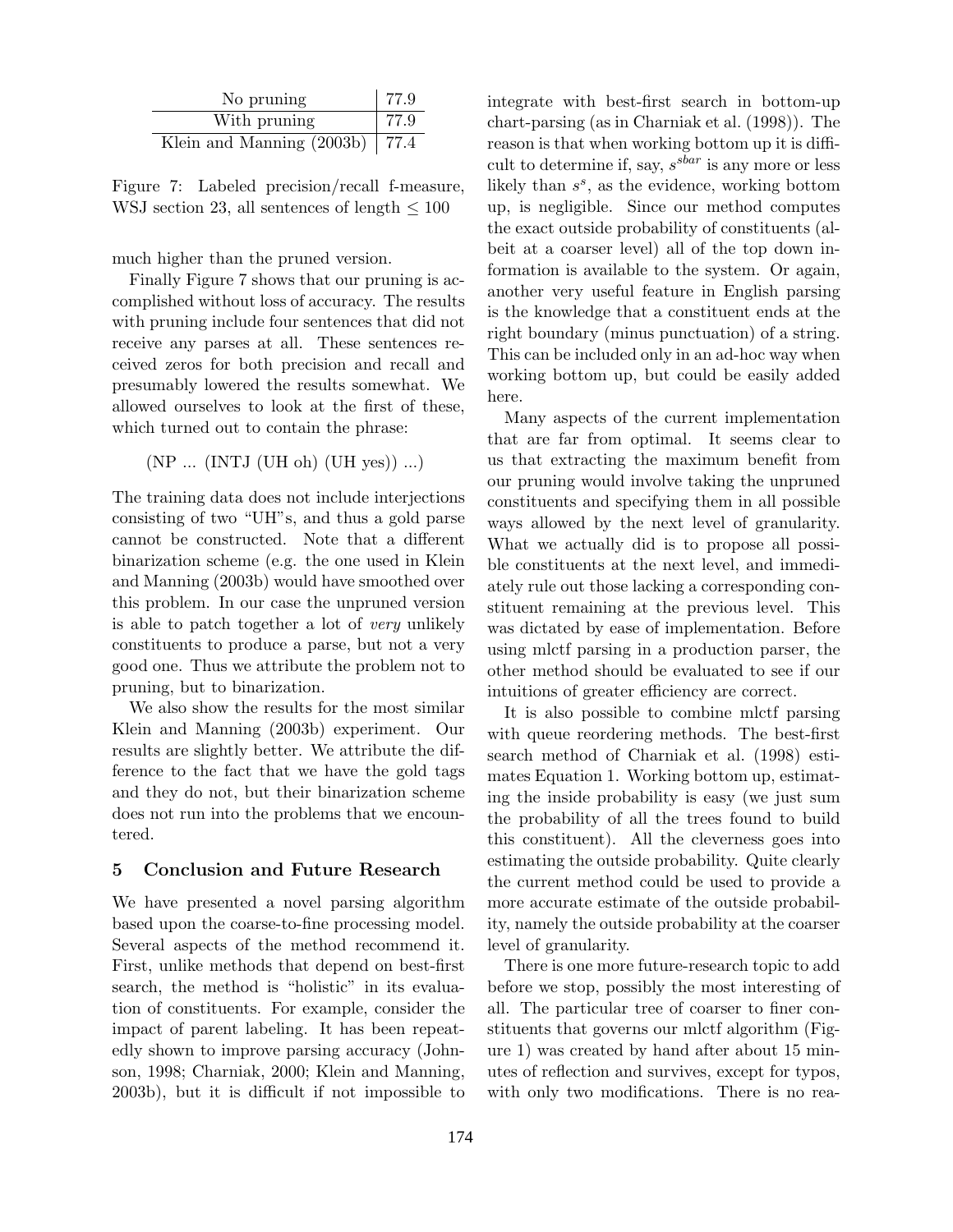| | |
|---|---|
| No pruning | 77.9 |
| With pruning | 77.9 |
| Klein and Manning (2003b) | 77.4 |

Figure 7: Labeled precision/recall f-measure, WSJ section 23, all sentences of length ≤ 100

much higher than the pruned version.

Finally Figure 7 shows that our pruning is accomplished without loss of accuracy. The results with pruning include four sentences that did not receive any parses at all. These sentences received zeros for both precision and recall and presumably lowered the results somewhat. We allowed ourselves to look at the first of these, which turned out to contain the phrase:

(NP ... (INTJ (UH oh) (UH yes)) ...)

The training data does not include interjections consisting of two "UH"s, and thus a gold parse cannot be constructed. Note that a different binarization scheme (e.g. the one used in Klein and Manning (2003b) would have smoothed over this problem. In our case the unpruned version is able to patch together a lot of *very* unlikely constituents to produce a parse, but not a very good one. Thus we attribute the problem not to pruning, but to binarization.

We also show the results for the most similar Klein and Manning (2003b) experiment. Our results are slightly better. We attribute the difference to the fact that we have the gold tags and they do not, but their binarization scheme does not run into the problems that we encountered.

## 5 Conclusion and Future Research

We have presented a novel parsing algorithm based upon the coarse-to-fine processing model. Several aspects of the method recommend it. First, unlike methods that depend on best-first search, the method is "holistic" in its evaluation of constituents. For example, consider the impact of parent labeling. It has been repeatedly shown to improve parsing accuracy (Johnson, 1998; Charniak, 2000; Klein and Manning, 2003b), but it is difficult if not impossible to integrate with best-first search in bottom-up chart-parsing (as in Charniak et al. (1998)). The reason is that when working bottom up it is difficult to determine if, say, $s^{sbar}$ is any more or less likely than $s^s$, as the evidence, working bottom up, is negligible. Since our method computes the exact outside probability of constituents (albeit at a coarser level) all of the top down information is available to the system. Or again, another very useful feature in English parsing is the knowledge that a constituent ends at the right boundary (minus punctuation) of a string. This can be included only in an ad-hoc way when working bottom up, but could be easily added here.

Many aspects of the current implementation that are far from optimal. It seems clear to us that extracting the maximum benefit from our pruning would involve taking the unpruned constituents and specifying them in all possible ways allowed by the next level of granularity. What we actually did is to propose all possible constituents at the next level, and immediately rule out those lacking a corresponding constituent remaining at the previous level. This was dictated by ease of implementation. Before using mlctf parsing in a production parser, the other method should be evaluated to see if our intuitions of greater efficiency are correct.

It is also possible to combine mlctf parsing with queue reordering methods. The best-first search method of Charniak et al. (1998) estimates Equation 1. Working bottom up, estimating the inside probability is easy (we just sum the probability of all the trees found to build this constituent). All the cleverness goes into estimating the outside probability. Quite clearly the current method could be used to provide a more accurate estimate of the outside probability, namely the outside probability at the coarser level of granularity.

There is one more future-research topic to add before we stop, possibly the most interesting of all. The particular tree of coarser to finer constituents that governs our mlctf algorithm (Figure 1) was created by hand after about 15 minutes of reflection and survives, except for typos, with only two modifications. There is no rea-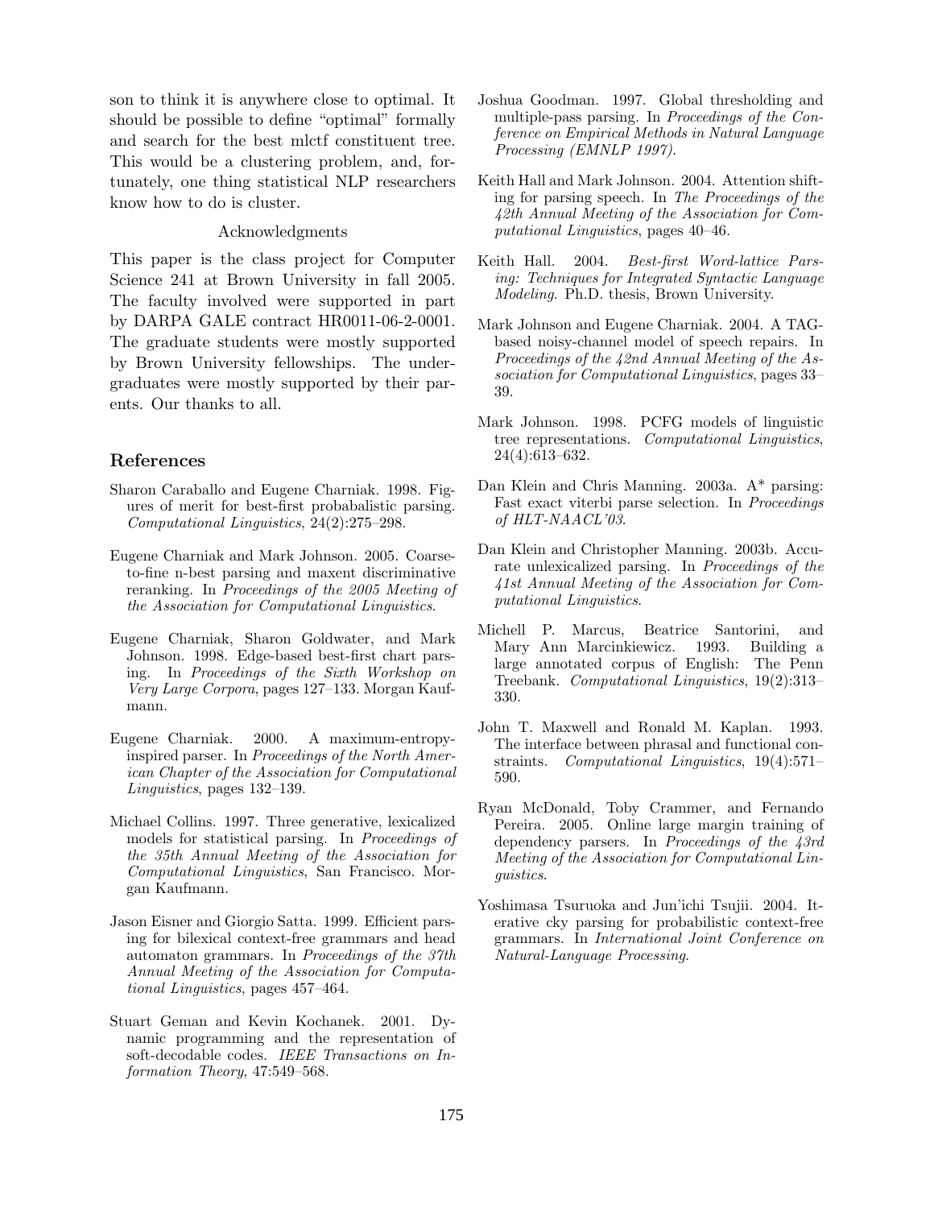son to think it is anywhere close to optimal. It should be possible to define "optimal" formally and search for the best mlctf constituent tree. This would be a clustering problem, and, fortunately, one thing statistical NLP researchers know how to do is cluster.

### Acknowledgments

This paper is the class project for Computer Science 241 at Brown University in fall 2005. The faculty involved were supported in part by DARPA GALE contract HR0011-06-2-0001. The graduate students were mostly supported by Brown University fellowships. The undergraduates were mostly supported by their parents. Our thanks to all.

## References

Sharon Caraballo and Eugene Charniak. 1998. Figures of merit for best-first probabalistic parsing. *Computational Linguistics*, 24(2):275–298.

Eugene Charniak and Mark Johnson. 2005. Coarse-to-fine n-best parsing and maxent discriminative reranking. In *Proceedings of the 2005 Meeting of the Association for Computational Linguistics*.

Eugene Charniak, Sharon Goldwater, and Mark Johnson. 1998. Edge-based best-first chart parsing. In *Proceedings of the Sixth Workshop on Very Large Corpora*, pages 127–133. Morgan Kaufmann.

Eugene Charniak. 2000. A maximum-entropy-inspired parser. In *Proceedings of the North American Chapter of the Association for Computational Linguistics*, pages 132–139.

Michael Collins. 1997. Three generative, lexicalized models for statistical parsing. In *Proceedings of the 35th Annual Meeting of the Association for Computational Linguistics*, San Francisco. Morgan Kaufmann.

Jason Eisner and Giorgio Satta. 1999. Efficient parsing for bilexical context-free grammars and head automaton grammars. In *Proceedings of the 37th Annual Meeting of the Association for Computational Linguistics*, pages 457–464.

Stuart Geman and Kevin Kochanek. 2001. Dynamic programming and the representation of soft-decodable codes. *IEEE Transactions on Information Theory*, 47:549–568.

Joshua Goodman. 1997. Global thresholding and multiple-pass parsing. In *Proceedings of the Conference on Empirical Methods in Natural Language Processing (EMNLP 1997)*.

Keith Hall and Mark Johnson. 2004. Attention shifting for parsing speech. In *The Proceedings of the 42th Annual Meeting of the Association for Computational Linguistics*, pages 40–46.

Keith Hall. 2004. *Best-first Word-lattice Parsing: Techniques for Integrated Syntactic Language Modeling*. Ph.D. thesis, Brown University.

Mark Johnson and Eugene Charniak. 2004. A TAG-based noisy-channel model of speech repairs. In *Proceedings of the 42nd Annual Meeting of the Association for Computational Linguistics*, pages 33–39.

Mark Johnson. 1998. PCFG models of linguistic tree representations. *Computational Linguistics*, 24(4):613–632.

Dan Klein and Chris Manning. 2003a. A* parsing: Fast exact viterbi parse selection. In *Proceedings of HLT-NAACL'03*.

Dan Klein and Christopher Manning. 2003b. Accurate unlexicalized parsing. In *Proceedings of the 41st Annual Meeting of the Association for Computational Linguistics*.

Michell P. Marcus, Beatrice Santorini, and Mary Ann Marcinkiewicz. 1993. Building a large annotated corpus of English: The Penn Treebank. *Computational Linguistics*, 19(2):313–330.

John T. Maxwell and Ronald M. Kaplan. 1993. The interface between phrasal and functional constraints. *Computational Linguistics*, 19(4):571–590.

Ryan McDonald, Toby Crammer, and Fernando Pereira. 2005. Online large margin training of dependency parsers. In *Proceedings of the 43rd Meeting of the Association for Computational Linguistics*.

Yoshimasa Tsuruoka and Jun'ichi Tsujii. 2004. Iterative cky parsing for probabilistic context-free grammars. In *International Joint Conference on Natural-Language Processing*.